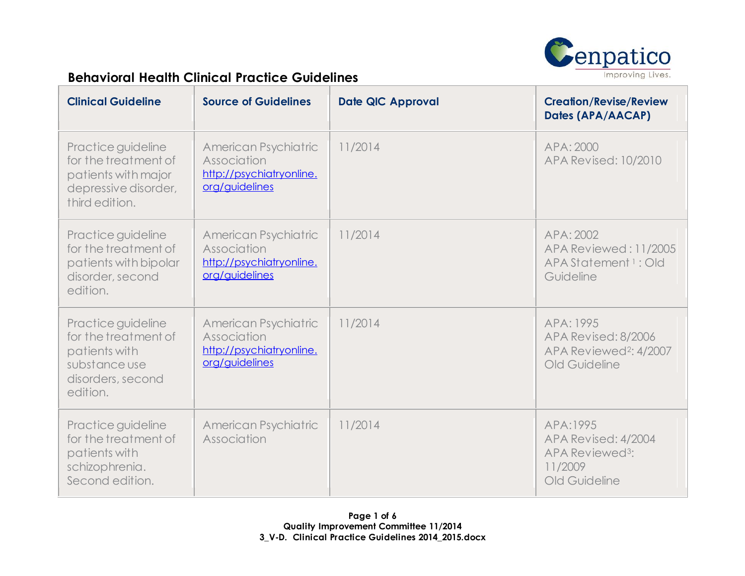## Behavioral Health Clinical Practice Guidelines

| Clinical Guideline | Source of Guidelines | Date QIC Approval | Creation/Revise/Review Dates (APA/AACAP) |
|---|---|---|---|
| Practice guideline for the treatment of patients with major depressive disorder, third edition. | American Psychiatric Association http://psychiatryonline.org/guidelines | 11/2014 | APA: 2000<br>APA Revised: 10/2010 |
| Practice guideline for the treatment of patients with bipolar disorder, second edition. | American Psychiatric Association http://psychiatryonline.org/guidelines | 11/2014 | APA: 2002<br>APA Reviewed : 11/2005<br>APA Statement [1] : Old Guideline |
| Practice guideline for the treatment of patients with substance use disorders, second edition. | American Psychiatric Association http://psychiatryonline.org/guidelines | 11/2014 | APA: 1995<br>APA Revised: 8/2006<br>APA Reviewed[2]: 4/2007<br>Old Guideline |
| Practice guideline for the treatment of patients with schizophrenia. Second edition. | American Psychiatric Association | 11/2014 | APA:1995<br>APA Revised: 4/2004<br>APA Reviewed[3]: 11/2009<br>Old Guideline |

Quality Improvement Committee 11/2014
3_V-D. Clinical Practice Guidelines 2014_2015.docx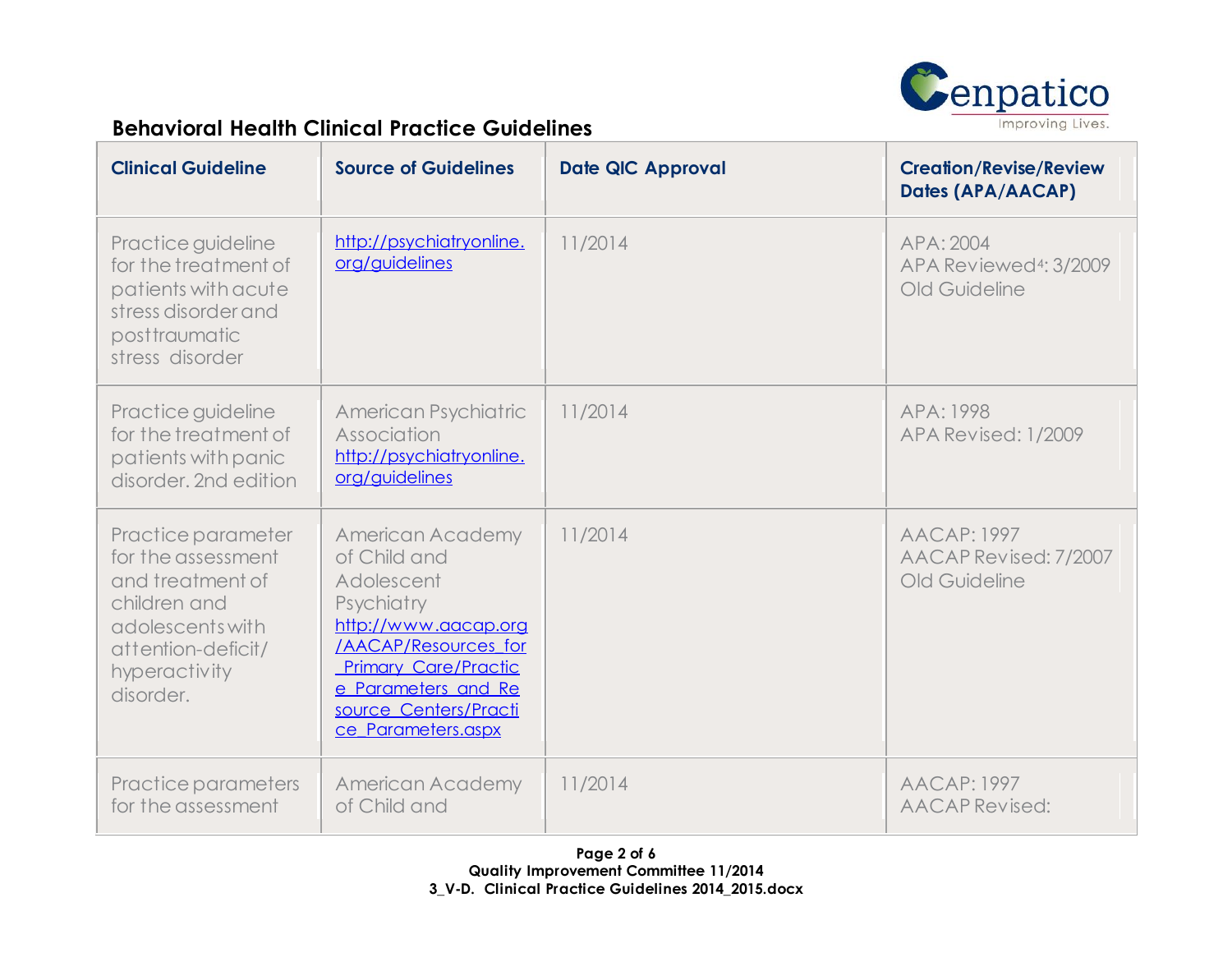## Behavioral Health Clinical Practice Guidelines

| Clinical Guideline | Source of Guidelines | Date QIC Approval | Creation/Revise/Review Dates (APA/AACAP) |
|---|---|---|---|
| Practice guideline for the treatment of patients with acute stress disorder and posttraumatic stress disorder | http://psychiatryonline.org/guidelines | 11/2014 | APA: 2004<br>APA Reviewed[4]: 3/2009<br>Old Guideline |
| Practice guideline for the treatment of patients with panic disorder. 2nd edition | American Psychiatric Association http://psychiatryonline.org/guidelines | 11/2014 | APA: 1998<br>APA Revised: 1/2009 |
| Practice parameter for the assessment and treatment of children and adolescents with attention-deficit/ hyperactivity disorder. | American Academy of Child and Adolescent Psychiatry http://www.aacap.org/AACAP/Resources_for_Primary_Care/Practice_Parameters_and_Resource_Centers/Practice_Parameters.aspx | 11/2014 | AACAP: 1997<br>AACAP Revised: 7/2007<br>Old Guideline |
| Practice parameters for the assessment | American Academy of Child and | 11/2014 | AACAP: 1997<br>AACAP Revised: |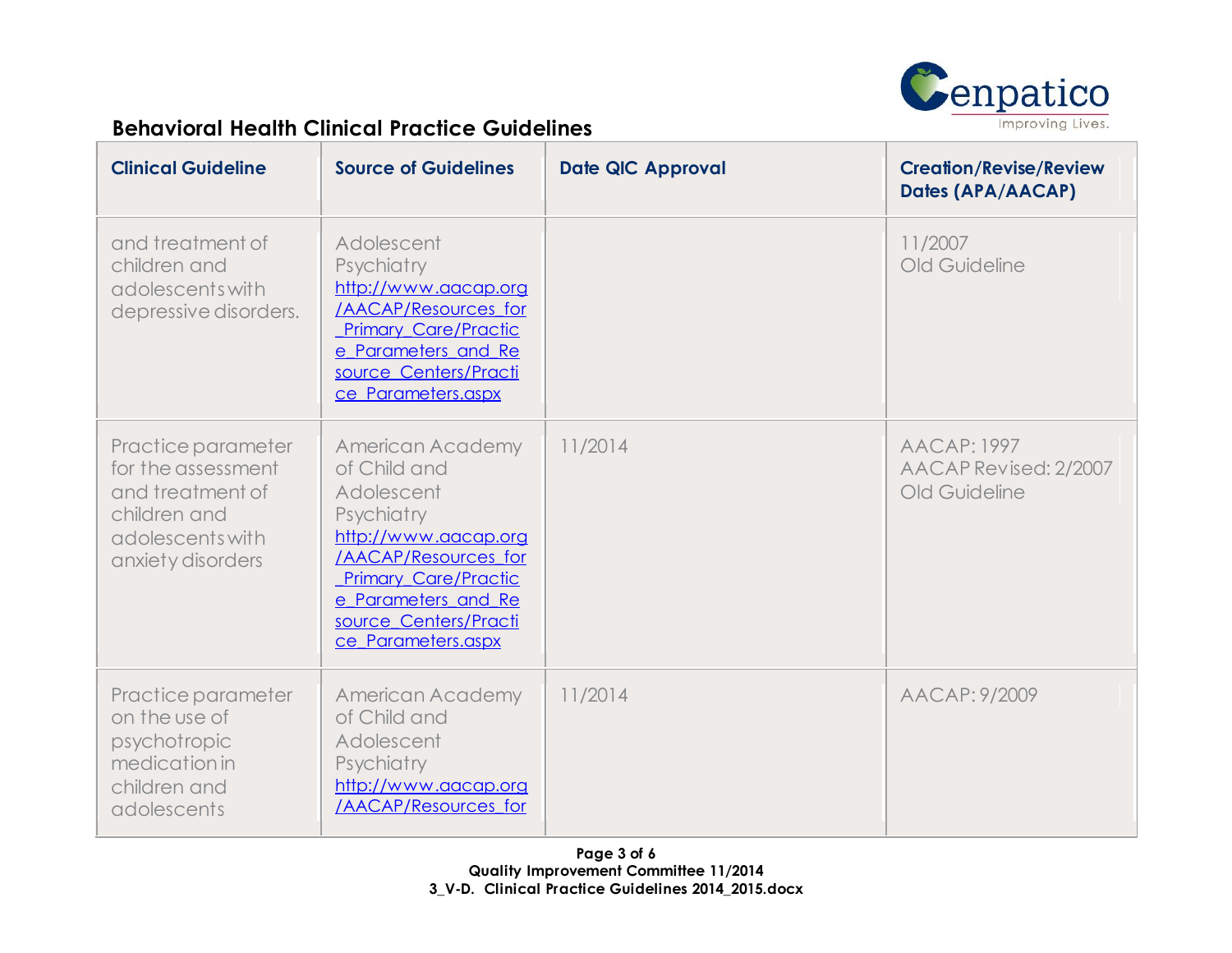## Behavioral Health Clinical Practice Guidelines

| Clinical Guideline | Source of Guidelines | Date QIC Approval | Creation/Revise/Review Dates (APA/AACAP) |
|---|---|---|---|
| and treatment of children and adolescents with depressive disorders. | Adolescent Psychiatry http://www.aacap.org/AACAP/Resources_for_Primary_Care/Practice_Parameters_and_Resource_Centers/Practice_Parameters.aspx | | 11/2007 Old Guideline |
| Practice parameter for the assessment and treatment of children and adolescents with anxiety disorders | American Academy of Child and Adolescent Psychiatry http://www.aacap.org/AACAP/Resources_for_Primary_Care/Practice_Parameters_and_Resource_Centers/Practice_Parameters.aspx | 11/2014 | AACAP: 1997 AACAP Revised: 2/2007 Old Guideline |
| Practice parameter on the use of psychotropic medication in children and adolescents | American Academy of Child and Adolescent Psychiatry http://www.aacap.org/AACAP/Resources_for | 11/2014 | AACAP: 9/2009 |

Quality Improvement Committee 11/2014
3_V-D. Clinical Practice Guidelines 2014_2015.docx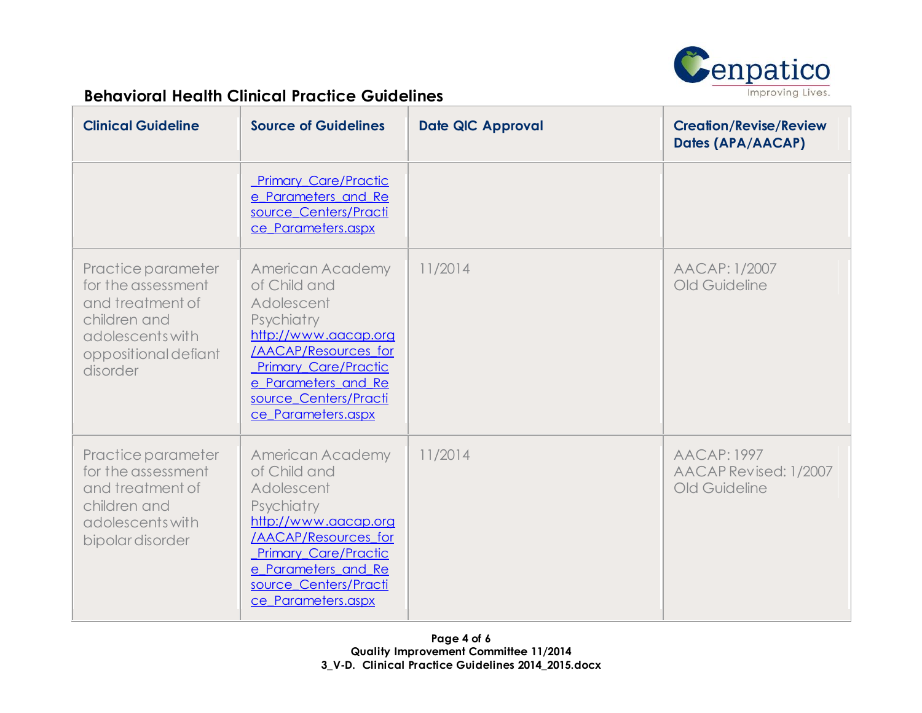## Behavioral Health Clinical Practice Guidelines

| Clinical Guideline | Source of Guidelines | Date QIC Approval | Creation/Revise/Review Dates (APA/AACAP) |
|---|---|---|---|
| | _Primary_Care/Practice_Parameters_and_Resource_Centers/Practice_Parameters.aspx | | |
| Practice parameter for the assessment and treatment of children and adolescents with oppositional defiant disorder | American Academy of Child and Adolescent Psychiatry http://www.aacap.org/AACAP/Resources_for_Primary_Care/Practice_Parameters_and_Resource_Centers/Practice_Parameters.aspx | 11/2014 | AACAP: 1/2007 Old Guideline |
| Practice parameter for the assessment and treatment of children and adolescents with bipolar disorder | American Academy of Child and Adolescent Psychiatry http://www.aacap.org/AACAP/Resources_for_Primary_Care/Practice_Parameters_and_Resource_Centers/Practice_Parameters.aspx | 11/2014 | AACAP: 1997 AACAP Revised: 1/2007 Old Guideline |

Quality Improvement Committee 11/2014
3_V-D. Clinical Practice Guidelines 2014_2015.docx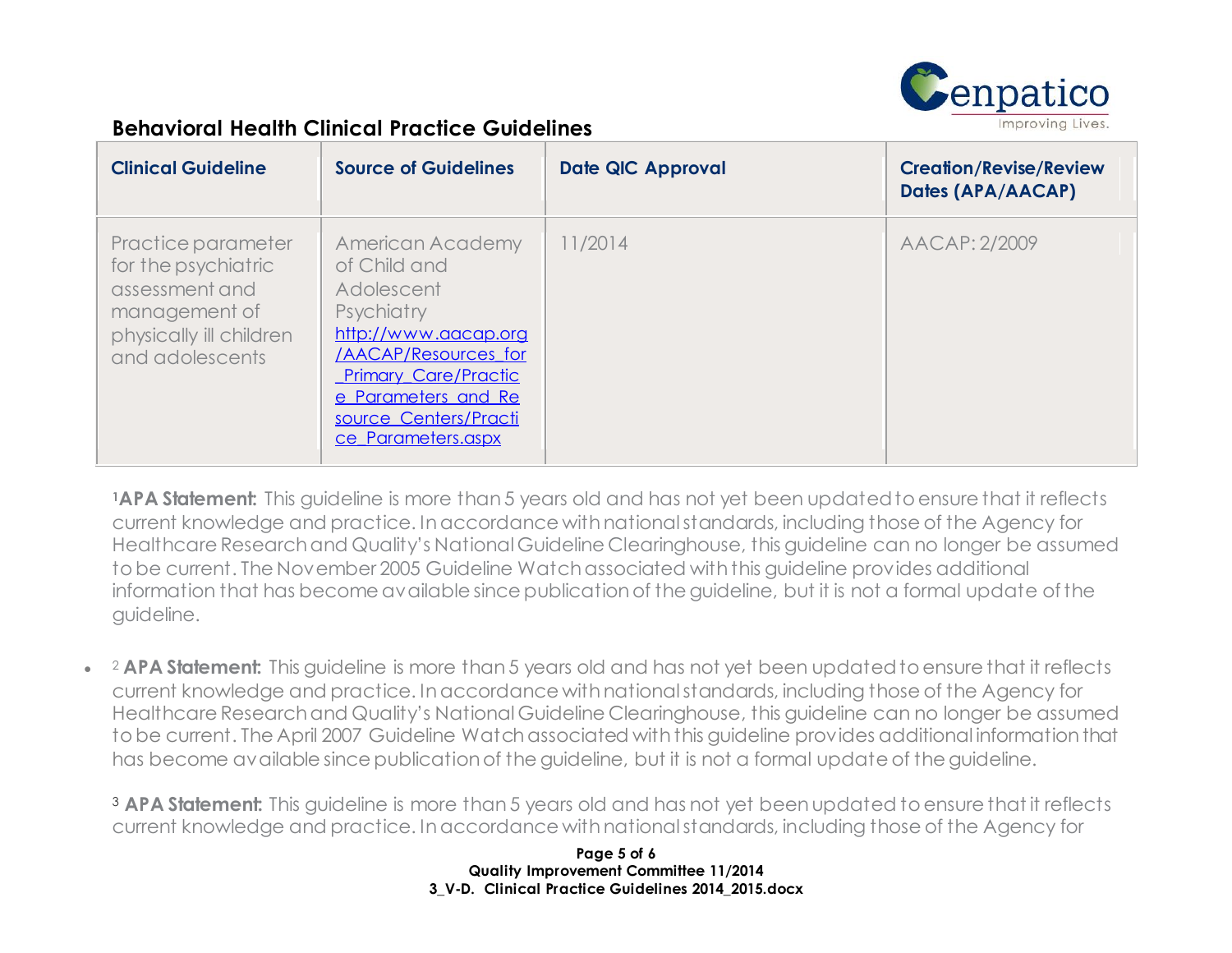## Behavioral Health Clinical Practice Guidelines

| Clinical Guideline | Source of Guidelines | Date QIC Approval | Creation/Revise/Review Dates (APA/AACAP) |
|---|---|---|---|
| Practice parameter for the psychiatric assessment and management of physically ill children and adolescents | American Academy of Child and Adolescent Psychiatry http://www.aacap.org/AACAP/Resources_for_Primary_Care/Practice_Parameters_and_Resource_Centers/Practice_Parameters.aspx | 11/2014 | AACAP: 2/2009 |

[1]**APA Statement:** This guideline is more than 5 years old and has not yet been updated to ensure that it reflects current knowledge and practice. In accordance with national standards, including those of the Agency for Healthcare Research and Quality's National Guideline Clearinghouse, this guideline can no longer be assumed to be current. The November 2005 Guideline Watch associated with this guideline provides additional information that has become available since publication of the guideline, but it is not a formal update of the guideline.

- [2] **APA Statement:** This guideline is more than 5 years old and has not yet been updated to ensure that it reflects current knowledge and practice. In accordance with national standards, including those of the Agency for Healthcare Research and Quality's National Guideline Clearinghouse, this guideline can no longer be assumed to be current. The April 2007 Guideline Watch associated with this guideline provides additional information that has become available since publication of the guideline, but it is not a formal update of the guideline.

[3] **APA Statement:** This guideline is more than 5 years old and has not yet been updated to ensure that it reflects current knowledge and practice. In accordance with national standards, including those of the Agency for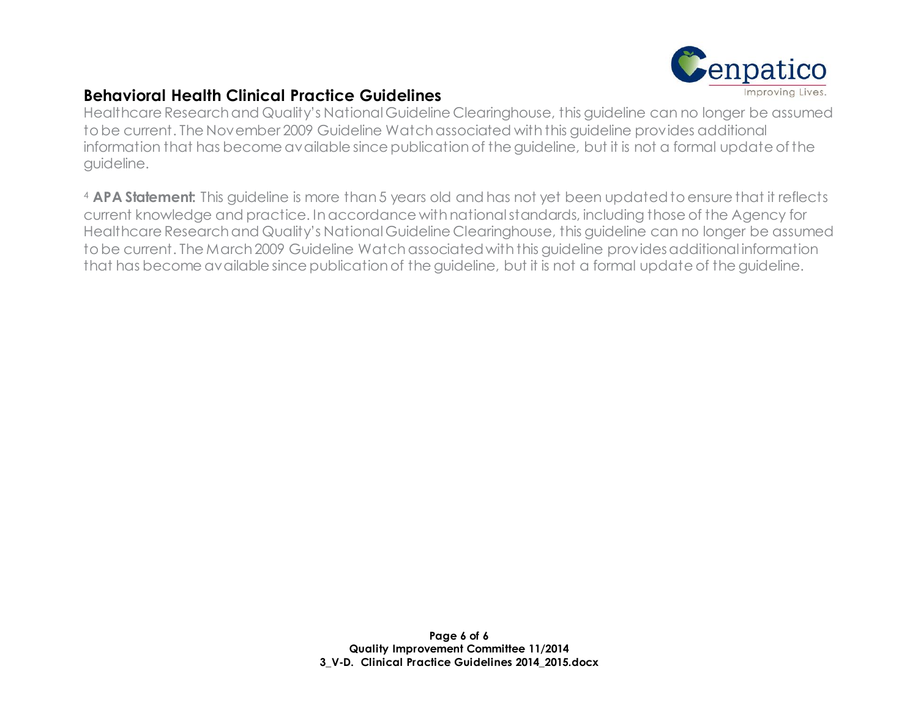Healthcare Research and Quality's National Guideline Clearinghouse, this guideline can no longer be assumed to be current. The November 2009 Guideline Watch associated with this guideline provides additional information that has become available since publication of the guideline, but it is not a formal update of the guideline.

[4] **APA Statement:** This guideline is more than 5 years old and has not yet been updated to ensure that it reflects current knowledge and practice. In accordance with national standards, including those of the Agency for Healthcare Research and Quality's National Guideline Clearinghouse, this guideline can no longer be assumed to be current. The March 2009 Guideline Watch associated with this guideline provides additional information that has become available since publication of the guideline, but it is not a formal update of the guideline.